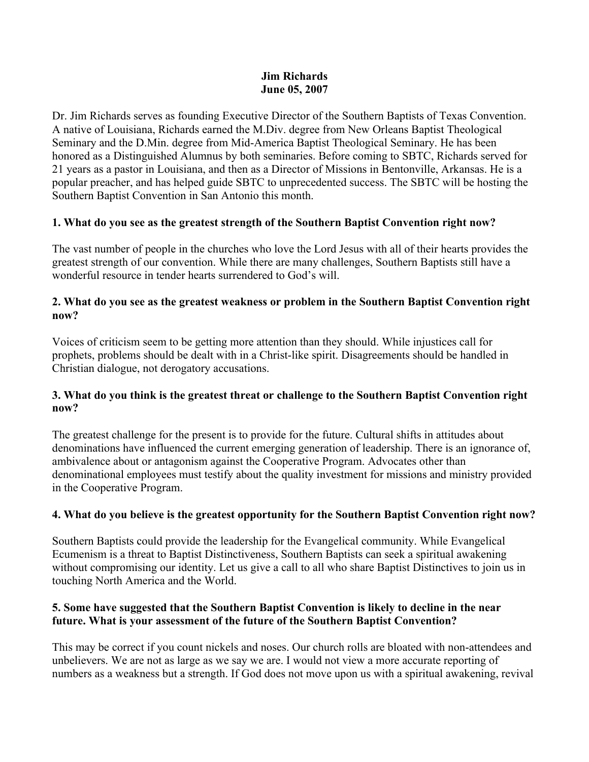**Jim Richards**
**June 05, 2007**

Dr. Jim Richards serves as founding Executive Director of the Southern Baptists of Texas Convention. A native of Louisiana, Richards earned the M.Div. degree from New Orleans Baptist Theological Seminary and the D.Min. degree from Mid-America Baptist Theological Seminary. He has been honored as a Distinguished Alumnus by both seminaries. Before coming to SBTC, Richards served for 21 years as a pastor in Louisiana, and then as a Director of Missions in Bentonville, Arkansas. He is a popular preacher, and has helped guide SBTC to unprecedented success. The SBTC will be hosting the Southern Baptist Convention in San Antonio this month.

**1. What do you see as the greatest strength of the Southern Baptist Convention right now?**

The vast number of people in the churches who love the Lord Jesus with all of their hearts provides the greatest strength of our convention. While there are many challenges, Southern Baptists still have a wonderful resource in tender hearts surrendered to God's will.

**2. What do you see as the greatest weakness or problem in the Southern Baptist Convention right now?**

Voices of criticism seem to be getting more attention than they should. While injustices call for prophets, problems should be dealt with in a Christ-like spirit. Disagreements should be handled in Christian dialogue, not derogatory accusations.

**3. What do you think is the greatest threat or challenge to the Southern Baptist Convention right now?**

The greatest challenge for the present is to provide for the future. Cultural shifts in attitudes about denominations have influenced the current emerging generation of leadership. There is an ignorance of, ambivalence about or antagonism against the Cooperative Program. Advocates other than denominational employees must testify about the quality investment for missions and ministry provided in the Cooperative Program.

**4. What do you believe is the greatest opportunity for the Southern Baptist Convention right now?**

Southern Baptists could provide the leadership for the Evangelical community. While Evangelical Ecumenism is a threat to Baptist Distinctiveness, Southern Baptists can seek a spiritual awakening without compromising our identity. Let us give a call to all who share Baptist Distinctives to join us in touching North America and the World.

**5. Some have suggested that the Southern Baptist Convention is likely to decline in the near future. What is your assessment of the future of the Southern Baptist Convention?**

This may be correct if you count nickels and noses. Our church rolls are bloated with non-attendees and unbelievers. We are not as large as we say we are. I would not view a more accurate reporting of numbers as a weakness but a strength. If God does not move upon us with a spiritual awakening, revival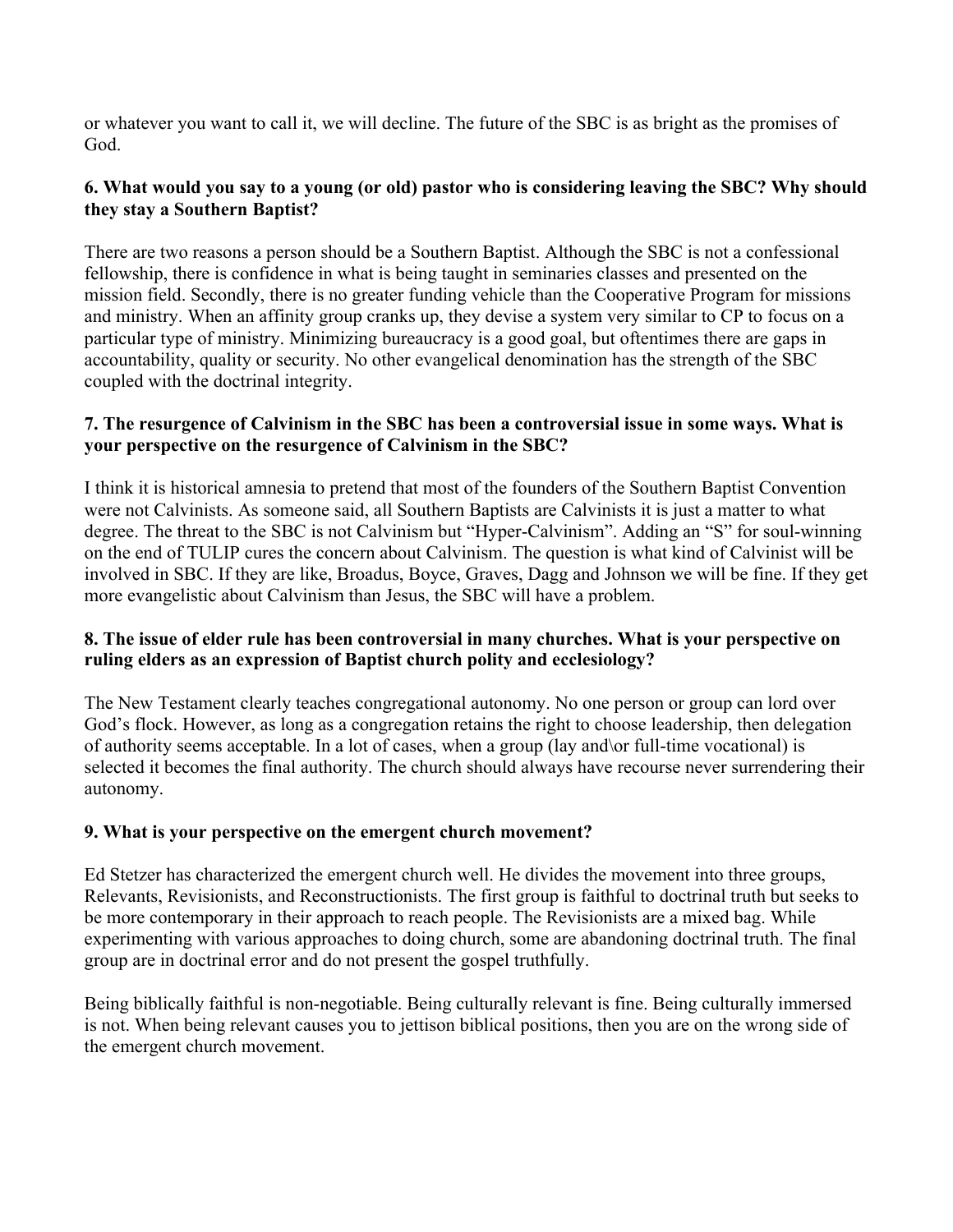or whatever you want to call it, we will decline. The future of the SBC is as bright as the promises of God.

**6. What would you say to a young (or old) pastor who is considering leaving the SBC? Why should they stay a Southern Baptist?**

There are two reasons a person should be a Southern Baptist. Although the SBC is not a confessional fellowship, there is confidence in what is being taught in seminaries classes and presented on the mission field. Secondly, there is no greater funding vehicle than the Cooperative Program for missions and ministry. When an affinity group cranks up, they devise a system very similar to CP to focus on a particular type of ministry. Minimizing bureaucracy is a good goal, but oftentimes there are gaps in accountability, quality or security. No other evangelical denomination has the strength of the SBC coupled with the doctrinal integrity.

**7. The resurgence of Calvinism in the SBC has been a controversial issue in some ways. What is your perspective on the resurgence of Calvinism in the SBC?**

I think it is historical amnesia to pretend that most of the founders of the Southern Baptist Convention were not Calvinists. As someone said, all Southern Baptists are Calvinists it is just a matter to what degree. The threat to the SBC is not Calvinism but "Hyper-Calvinism". Adding an "S" for soul-winning on the end of TULIP cures the concern about Calvinism. The question is what kind of Calvinist will be involved in SBC. If they are like, Broadus, Boyce, Graves, Dagg and Johnson we will be fine. If they get more evangelistic about Calvinism than Jesus, the SBC will have a problem.

**8. The issue of elder rule has been controversial in many churches. What is your perspective on ruling elders as an expression of Baptist church polity and ecclesiology?**

The New Testament clearly teaches congregational autonomy. No one person or group can lord over God's flock. However, as long as a congregation retains the right to choose leadership, then delegation of authority seems acceptable. In a lot of cases, when a group (lay and\or full-time vocational) is selected it becomes the final authority. The church should always have recourse never surrendering their autonomy.

**9. What is your perspective on the emergent church movement?**

Ed Stetzer has characterized the emergent church well. He divides the movement into three groups, Relevants, Revisionists, and Reconstructionists. The first group is faithful to doctrinal truth but seeks to be more contemporary in their approach to reach people. The Revisionists are a mixed bag. While experimenting with various approaches to doing church, some are abandoning doctrinal truth. The final group are in doctrinal error and do not present the gospel truthfully.

Being biblically faithful is non-negotiable. Being culturally relevant is fine. Being culturally immersed is not. When being relevant causes you to jettison biblical positions, then you are on the wrong side of the emergent church movement.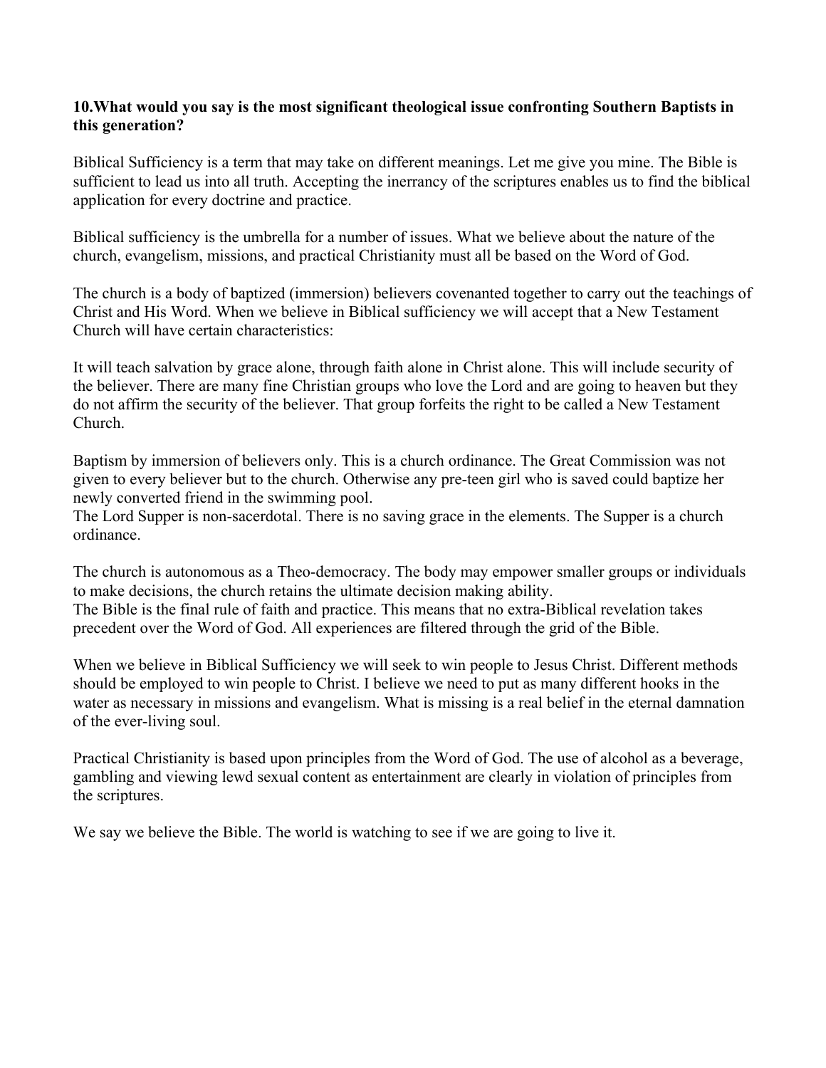**10.What would you say is the most significant theological issue confronting Southern Baptists in this generation?**

Biblical Sufficiency is a term that may take on different meanings. Let me give you mine. The Bible is sufficient to lead us into all truth. Accepting the inerrancy of the scriptures enables us to find the biblical application for every doctrine and practice.

Biblical sufficiency is the umbrella for a number of issues. What we believe about the nature of the church, evangelism, missions, and practical Christianity must all be based on the Word of God.

The church is a body of baptized (immersion) believers covenanted together to carry out the teachings of Christ and His Word. When we believe in Biblical sufficiency we will accept that a New Testament Church will have certain characteristics:

It will teach salvation by grace alone, through faith alone in Christ alone. This will include security of the believer. There are many fine Christian groups who love the Lord and are going to heaven but they do not affirm the security of the believer. That group forfeits the right to be called a New Testament Church.

Baptism by immersion of believers only. This is a church ordinance. The Great Commission was not given to every believer but to the church. Otherwise any pre-teen girl who is saved could baptize her newly converted friend in the swimming pool.
The Lord Supper is non-sacerdotal. There is no saving grace in the elements. The Supper is a church ordinance.

The church is autonomous as a Theo-democracy. The body may empower smaller groups or individuals to make decisions, the church retains the ultimate decision making ability.
The Bible is the final rule of faith and practice. This means that no extra-Biblical revelation takes precedent over the Word of God. All experiences are filtered through the grid of the Bible.

When we believe in Biblical Sufficiency we will seek to win people to Jesus Christ. Different methods should be employed to win people to Christ. I believe we need to put as many different hooks in the water as necessary in missions and evangelism. What is missing is a real belief in the eternal damnation of the ever-living soul.

Practical Christianity is based upon principles from the Word of God. The use of alcohol as a beverage, gambling and viewing lewd sexual content as entertainment are clearly in violation of principles from the scriptures.

We say we believe the Bible. The world is watching to see if we are going to live it.